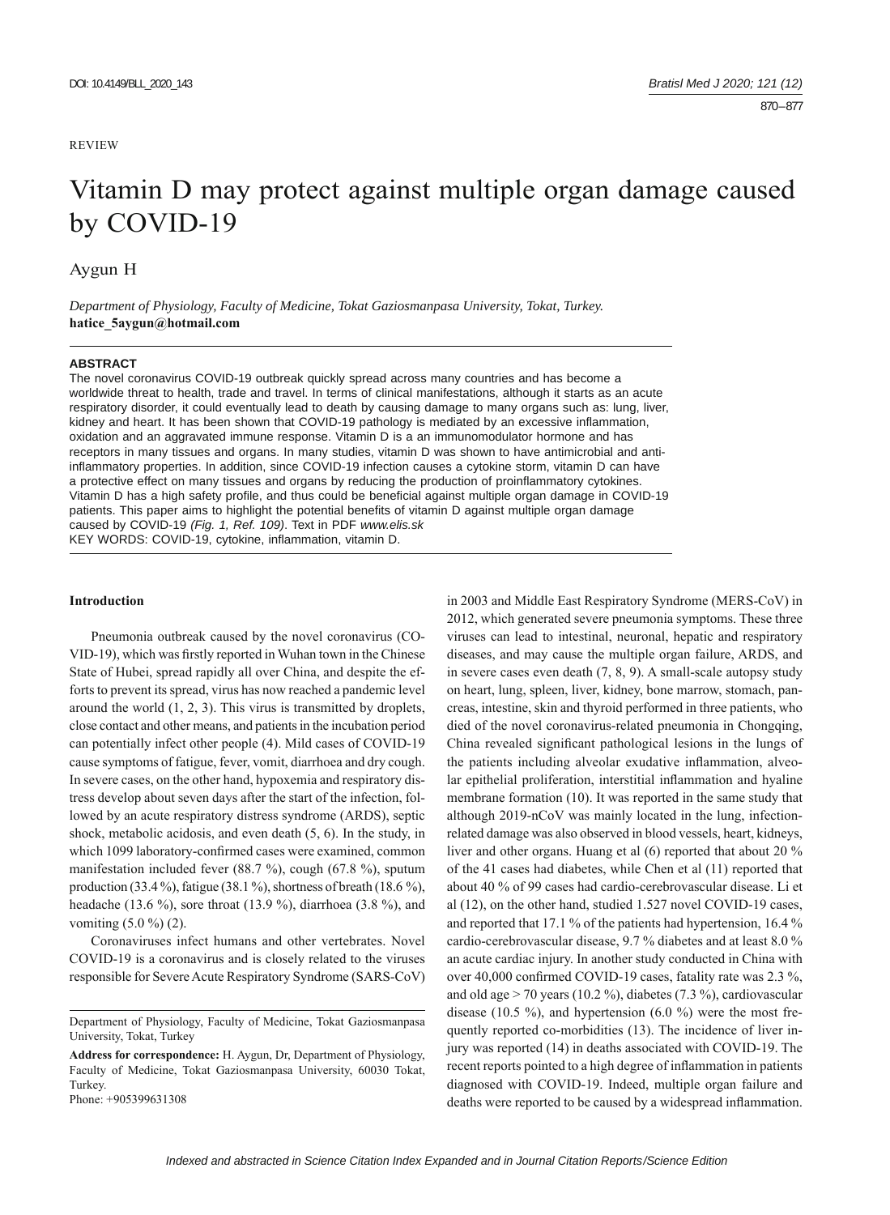REVIEW

# Vitamin D may protect against multiple organ damage caused by COVID-19

Aygun H

*Department of Physiology, Faculty of Medicine, Tokat Gaziosmanpasa University, Tokat, Turkey.*
**hatice_5aygun@hotmail.com**

**ABSTRACT**

The novel coronavirus COVID-19 outbreak quickly spread across many countries and has become a worldwide threat to health, trade and travel. In terms of clinical manifestations, although it starts as an acute respiratory disorder, it could eventually lead to death by causing damage to many organs such as: lung, liver, kidney and heart. It has been shown that COVID-19 pathology is mediated by an excessive inflammation, oxidation and an aggravated immune response. Vitamin D is a an immunomodulator hormone and has receptors in many tissues and organs. In many studies, vitamin D was shown to have antimicrobial and anti-inflammatory properties. In addition, since COVID-19 infection causes a cytokine storm, vitamin D can have a protective effect on many tissues and organs by reducing the production of proinflammatory cytokines. Vitamin D has a high safety profile, and thus could be beneficial against multiple organ damage in COVID-19 patients. This paper aims to highlight the potential benefits of vitamin D against multiple organ damage caused by COVID-19 *(Fig. 1, Ref. 109)*. Text in PDF *www.elis.sk*

KEY WORDS: COVID-19, cytokine, inflammation, vitamin D.

## Introduction

Pneumonia outbreak caused by the novel coronavirus (COVID-19), which was firstly reported in Wuhan town in the Chinese State of Hubei, spread rapidly all over China, and despite the efforts to prevent its spread, virus has now reached a pandemic level around the world (1, 2, 3). This virus is transmitted by droplets, close contact and other means, and patients in the incubation period can potentially infect other people (4). Mild cases of COVID-19 cause symptoms of fatigue, fever, vomit, diarrhoea and dry cough. In severe cases, on the other hand, hypoxemia and respiratory distress develop about seven days after the start of the infection, followed by an acute respiratory distress syndrome (ARDS), septic shock, metabolic acidosis, and even death (5, 6). In the study, in which 1099 laboratory-confirmed cases were examined, common manifestation included fever (88.7 %), cough (67.8 %), sputum production (33.4 %), fatigue (38.1 %), shortness of breath (18.6 %), headache (13.6 %), sore throat (13.9 %), diarrhoea (3.8 %), and vomiting (5.0 %) (2).

Coronaviruses infect humans and other vertebrates. Novel COVID-19 is a coronavirus and is closely related to the viruses responsible for Severe Acute Respiratory Syndrome (SARS-CoV) in 2003 and Middle East Respiratory Syndrome (MERS-CoV) in 2012, which generated severe pneumonia symptoms. These three viruses can lead to intestinal, neuronal, hepatic and respiratory diseases, and may cause the multiple organ failure, ARDS, and in severe cases even death (7, 8, 9). A small-scale autopsy study on heart, lung, spleen, liver, kidney, bone marrow, stomach, pancreas, intestine, skin and thyroid performed in three patients, who died of the novel coronavirus-related pneumonia in Chongqing, China revealed significant pathological lesions in the lungs of the patients including alveolar exudative inflammation, alveolar epithelial proliferation, interstitial inflammation and hyaline membrane formation (10). It was reported in the same study that although 2019-nCoV was mainly located in the lung, infection-related damage was also observed in blood vessels, heart, kidneys, liver and other organs. Huang et al (6) reported that about 20 % of the 41 cases had diabetes, while Chen et al (11) reported that about 40 % of 99 cases had cardio-cerebrovascular disease. Li et al (12), on the other hand, studied 1.527 novel COVID-19 cases, and reported that 17.1 % of the patients had hypertension, 16.4 % cardio-cerebrovascular disease, 9.7 % diabetes and at least 8.0 % an acute cardiac injury. In another study conducted in China with over 40,000 confirmed COVID-19 cases, fatality rate was 2.3 %, and old age > 70 years (10.2 %), diabetes (7.3 %), cardiovascular disease (10.5 %), and hypertension (6.0 %) were the most frequently reported co-morbidities (13). The incidence of liver injury was reported (14) in deaths associated with COVID-19. The recent reports pointed to a high degree of inflammation in patients diagnosed with COVID-19. Indeed, multiple organ failure and deaths were reported to be caused by a widespread inflammation.

---

Department of Physiology, Faculty of Medicine, Tokat Gaziosmanpasa University, Tokat, Turkey

**Address for correspondence:** H. Aygun, Dr, Department of Physiology, Faculty of Medicine, Tokat Gaziosmanpasa University, 60030 Tokat, Turkey.
Phone: +905399631308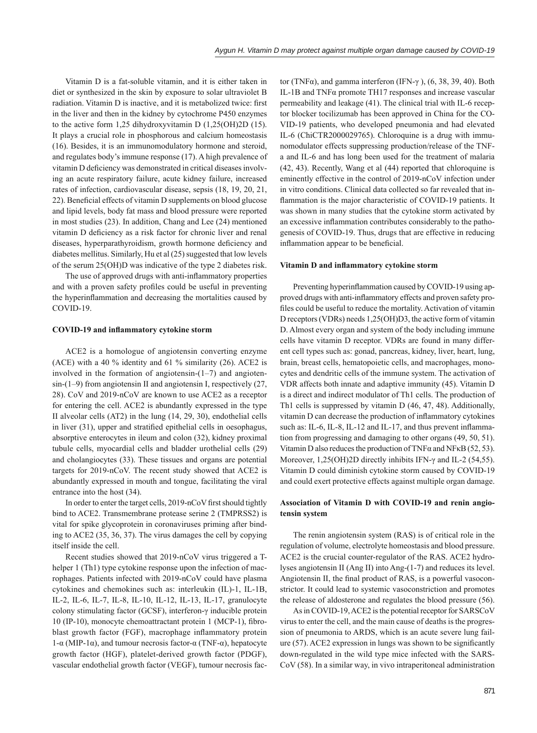Vitamin D is a fat-soluble vitamin, and it is either taken in diet or synthesized in the skin by exposure to solar ultraviolet B radiation. Vitamin D is inactive, and it is metabolized twice: first in the liver and then in the kidney by cytochrome P450 enzymes to the active form 1,25 dihydroxyvitamin D (1,25(OH)2D (15). It plays a crucial role in phosphorous and calcium homeostasis (16). Besides, it is an immunomodulatory hormone and steroid, and regulates body's immune response (17). A high prevalence of vitamin D deficiency was demonstrated in critical diseases involving an acute respiratory failure, acute kidney failure, increased rates of infection, cardiovascular disease, sepsis (18, 19, 20, 21, 22). Beneficial effects of vitamin D supplements on blood glucose and lipid levels, body fat mass and blood pressure were reported in most studies (23). In addition, Chang and Lee (24) mentioned vitamin D deficiency as a risk factor for chronic liver and renal diseases, hyperparathyroidism, growth hormone deficiency and diabetes mellitus. Similarly, Hu et al (25) suggested that low levels of the serum 25(OH)D was indicative of the type 2 diabetes risk.

The use of approved drugs with anti-inflammatory properties and with a proven safety profiles could be useful in preventing the hyperinflammation and decreasing the mortalities caused by COVID-19.

#### COVID-19 and inflammatory cytokine storm

ACE2 is a homologue of angiotensin converting enzyme (ACE) with a 40 % identity and 61 % similarity (26). ACE2 is involved in the formation of angiotensin-(1–7) and angiotensin-(1–9) from angiotensin II and angiotensin I, respectively (27, 28). CoV and 2019-nCoV are known to use ACE2 as a receptor for entering the cell. ACE2 is abundantly expressed in the type II alveolar cells (AT2) in the lung (14, 29, 30), endothelial cells in liver (31), upper and stratified epithelial cells in oesophagus, absorptive enterocytes in ileum and colon (32), kidney proximal tubule cells, myocardial cells and bladder urothelial cells (29) and cholangiocytes (33). These tissues and organs are potential targets for 2019-nCoV. The recent study showed that ACE2 is abundantly expressed in mouth and tongue, facilitating the viral entrance into the host (34).

In order to enter the target cells, 2019-nCoV first should tightly bind to ACE2. Transmembrane protease serine 2 (TMPRSS2) is vital for spike glycoprotein in coronaviruses priming after binding to ACE2 (35, 36, 37). The virus damages the cell by copying itself inside the cell.

Recent studies showed that 2019-nCoV virus triggered a T-helper 1 (Th1) type cytokine response upon the infection of macrophages. Patients infected with 2019-nCoV could have plasma cytokines and chemokines such as: interleukin (IL)-1, IL-1B, IL-2, IL-6, IL-7, IL-8, IL-10, IL-12, IL-13, IL-17, granulocyte colony stimulating factor (GCSF), interferon-γ inducible protein 10 (IP-10), monocyte chemoattractant protein 1 (MCP-1), fibroblast growth factor (FGF), macrophage inflammatory protein 1-α (MIP-1α), and tumour necrosis factor-α (TNF-α), hepatocyte growth factor (HGF), platelet-derived growth factor (PDGF), vascular endothelial growth factor (VEGF), tumour necrosis factor (TNFα), and gamma interferon (IFN-γ ), (6, 38, 39, 40). Both IL-1B and TNFα promote TH17 responses and increase vascular permeability and leakage (41). The clinical trial with IL-6 receptor blocker tocilizumab has been approved in China for the COVID-19 patients, who developed pneumonia and had elevated IL-6 (ChiCTR2000029765). Chloroquine is a drug with immunomodulator effects suppressing production/release of the TNF-a and IL-6 and has long been used for the treatment of malaria (42, 43). Recently, Wang et al (44) reported that chloroquine is eminently effective in the control of 2019-nCoV infection under in vitro conditions. Clinical data collected so far revealed that inflammation is the major characteristic of COVID-19 patients. It was shown in many studies that the cytokine storm activated by an excessive inflammation contributes considerably to the pathogenesis of COVID-19. Thus, drugs that are effective in reducing inflammation appear to be beneficial.

#### Vitamin D and inflammatory cytokine storm

Preventing hyperinflammation caused by COVID-19 using approved drugs with anti-inflammatory effects and proven safety profiles could be useful to reduce the mortality. Activation of vitamin D receptors (VDRs) needs 1,25(OH)D3, the active form of vitamin D. Almost every organ and system of the body including immune cells have vitamin D receptor. VDRs are found in many different cell types such as: gonad, pancreas, kidney, liver, heart, lung, brain, breast cells, hematopoietic cells, and macrophages, monocytes and dendritic cells of the immune system. The activation of VDR affects both innate and adaptive immunity (45). Vitamin D is a direct and indirect modulator of Th1 cells. The production of Th1 cells is suppressed by vitamin D (46, 47, 48). Additionally, vitamin D can decrease the production of inflammatory cytokines such as: IL-6, IL-8, IL-12 and IL-17, and thus prevent inflammation from progressing and damaging to other organs (49, 50, 51). Vitamin D also reduces the production of TNFα and NFκB (52, 53). Moreover, 1,25(OH)2D directly inhibits IFN-γ and IL-2 (54,55). Vitamin D could diminish cytokine storm caused by COVID-19 and could exert protective effects against multiple organ damage.

#### Association of Vitamin D with COVID-19 and renin angiotensin system

The renin angiotensin system (RAS) is of critical role in the regulation of volume, electrolyte homeostasis and blood pressure. ACE2 is the crucial counter-regulator of the RAS. ACE2 hydrolyses angiotensin II (Ang II) into Ang-(1-7) and reduces its level. Angiotensin II, the final product of RAS, is a powerful vasoconstrictor. It could lead to systemic vasoconstriction and promotes the release of aldosterone and regulates the blood pressure (56).

As in COVID-19, ACE2 is the potential receptor for SARSCoV virus to enter the cell, and the main cause of deaths is the progression of pneumonia to ARDS, which is an acute severe lung failure (57). ACE2 expression in lungs was shown to be significantly down-regulated in the wild type mice infected with the SARS-CoV (58). In a similar way, in vivo intraperitoneal administration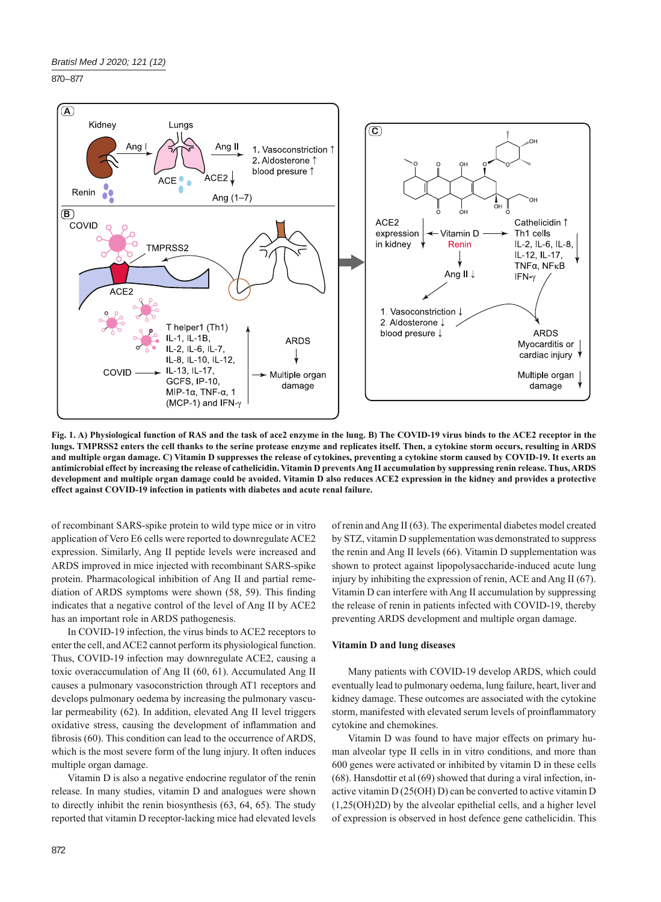**Fig. 1. A) Physiological function of RAS and the task of ace2 enzyme in the lung. B) The COVID-19 virus binds to the ACE2 receptor in the lungs. TMPRSS2 enters the cell thanks to the serine protease enzyme and replicates itself. Then, a cytokine storm occurs, resulting in ARDS and multiple organ damage. C) Vitamin D suppresses the release of cytokines, preventing a cytokine storm caused by COVID-19. It exerts an antimicrobial effect by increasing the release of cathelicidin. Vitamin D prevents Ang II accumulation by suppressing renin release. Thus, ARDS development and multiple organ damage could be avoided. Vitamin D also reduces ACE2 expression in the kidney and provides a protective effect against COVID-19 infection in patients with diabetes and acute renal failure.**

of recombinant SARS-spike protein to wild type mice or in vitro application of Vero E6 cells were reported to downregulate ACE2 expression. Similarly, Ang II peptide levels were increased and ARDS improved in mice injected with recombinant SARS-spike protein. Pharmacological inhibition of Ang II and partial remediation of ARDS symptoms were shown (58, 59). This finding indicates that a negative control of the level of Ang II by ACE2 has an important role in ARDS pathogenesis.

In COVID-19 infection, the virus binds to ACE2 receptors to enter the cell, and ACE2 cannot perform its physiological function. Thus, COVID-19 infection may downregulate ACE2, causing a toxic overaccumulation of Ang II (60, 61). Accumulated Ang II causes a pulmonary vasoconstriction through AT1 receptors and develops pulmonary oedema by increasing the pulmonary vascular permeability (62). In addition, elevated Ang II level triggers oxidative stress, causing the development of inflammation and fibrosis (60). This condition can lead to the occurrence of ARDS, which is the most severe form of the lung injury. It often induces multiple organ damage.

Vitamin D is also a negative endocrine regulator of the renin release. In many studies, vitamin D and analogues were shown to directly inhibit the renin biosynthesis (63, 64, 65). The study reported that vitamin D receptor-lacking mice had elevated levels of renin and Ang II (63). The experimental diabetes model created by STZ, vitamin D supplementation was demonstrated to suppress the renin and Ang II levels (66). Vitamin D supplementation was shown to protect against lipopolysaccharide-induced acute lung injury by inhibiting the expression of renin, ACE and Ang II (67). Vitamin D can interfere with Ang II accumulation by suppressing the release of renin in patients infected with COVID-19, thereby preventing ARDS development and multiple organ damage.

## Vitamin D and lung diseases

Many patients with COVID-19 develop ARDS, which could eventually lead to pulmonary oedema, lung failure, heart, liver and kidney damage. These outcomes are associated with the cytokine storm, manifested with elevated serum levels of proinflammatory cytokine and chemokines.

Vitamin D was found to have major effects on primary human alveolar type II cells in in vitro conditions, and more than 600 genes were activated or inhibited by vitamin D in these cells (68). Hansdottir et al (69) showed that during a viral infection, inactive vitamin D (25(OH) D) can be converted to active vitamin D (1,25(OH)2D) by the alveolar epithelial cells, and a higher level of expression is observed in host defence gene cathelicidin. This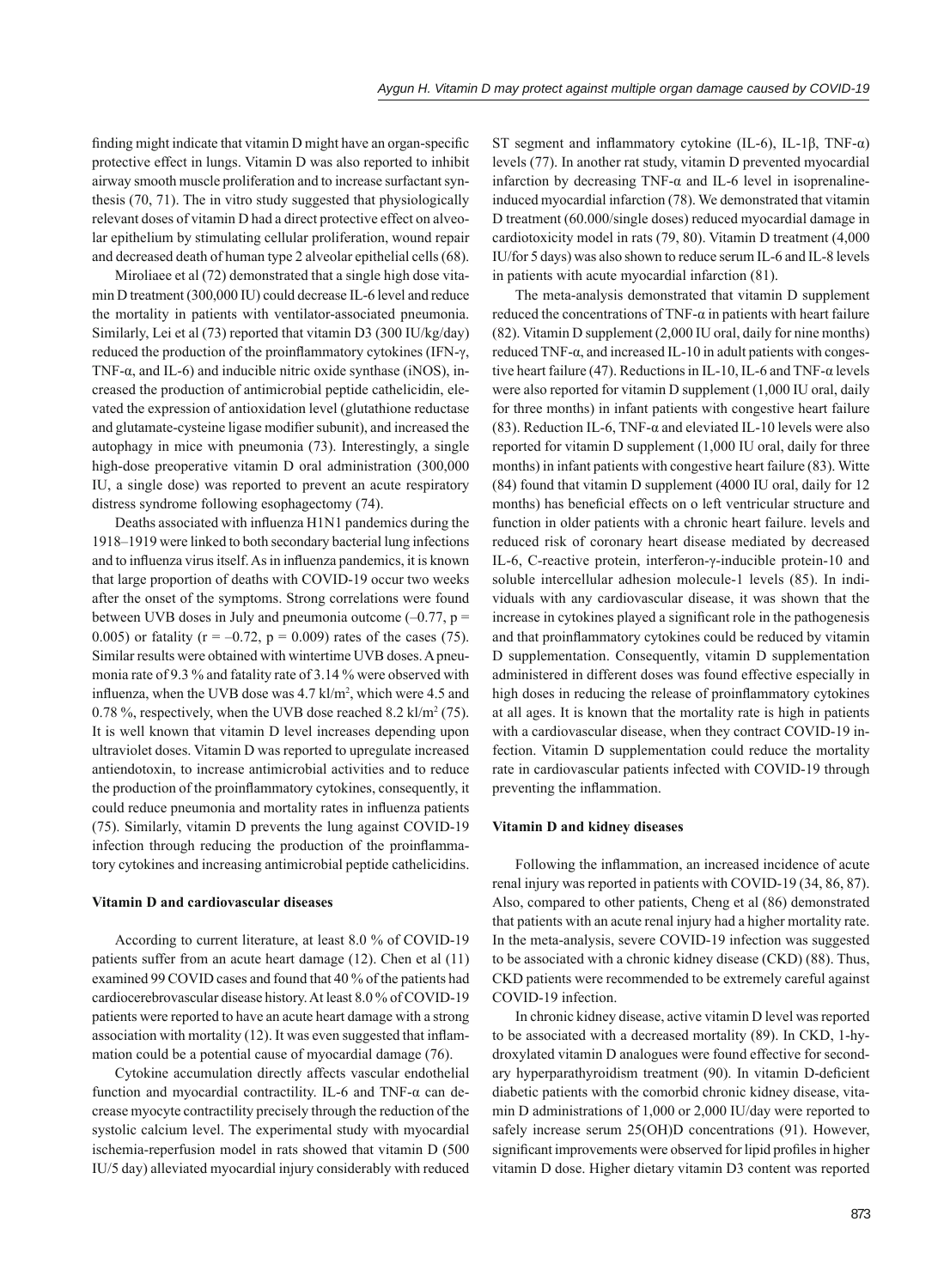finding might indicate that vitamin D might have an organ-specific protective effect in lungs. Vitamin D was also reported to inhibit airway smooth muscle proliferation and to increase surfactant synthesis (70, 71). The in vitro study suggested that physiologically relevant doses of vitamin D had a direct protective effect on alveolar epithelium by stimulating cellular proliferation, wound repair and decreased death of human type 2 alveolar epithelial cells (68).

Miroliaee et al (72) demonstrated that a single high dose vitamin D treatment (300,000 IU) could decrease IL-6 level and reduce the mortality in patients with ventilator-associated pneumonia. Similarly, Lei et al (73) reported that vitamin D3 (300 IU/kg/day) reduced the production of the proinflammatory cytokines (IFN-γ, TNF-α, and IL-6) and inducible nitric oxide synthase (iNOS), increased the production of antimicrobial peptide cathelicidin, elevated the expression of antioxidation level (glutathione reductase and glutamate-cysteine ligase modifier subunit), and increased the autophagy in mice with pneumonia (73). Interestingly, a single high-dose preoperative vitamin D oral administration (300,000 IU, a single dose) was reported to prevent an acute respiratory distress syndrome following esophagectomy (74).

Deaths associated with influenza H1N1 pandemics during the 1918–1919 were linked to both secondary bacterial lung infections and to influenza virus itself. As in influenza pandemics, it is known that large proportion of deaths with COVID-19 occur two weeks after the onset of the symptoms. Strong correlations were found between UVB doses in July and pneumonia outcome (–0.77, $p = 0.005$) or fatality ($r = -0.72$, $p = 0.009$) rates of the cases (75). Similar results were obtained with wintertime UVB doses. A pneumonia rate of 9.3 % and fatality rate of 3.14 % were observed with influenza, when the UVB dose was 4.7 kl/m$^2$, which were 4.5 and 0.78 %, respectively, when the UVB dose reached 8.2 kl/m$^2$ (75). It is well known that vitamin D level increases depending upon ultraviolet doses. Vitamin D was reported to upregulate increased antiendotoxin, to increase antimicrobial activities and to reduce the production of the proinflammatory cytokines, consequently, it could reduce pneumonia and mortality rates in influenza patients (75). Similarly, vitamin D prevents the lung against COVID-19 infection through reducing the production of the proinflammatory cytokines and increasing antimicrobial peptide cathelicidins.

**Vitamin D and cardiovascular diseases**

According to current literature, at least 8.0 % of COVID-19 patients suffer from an acute heart damage (12). Chen et al (11) examined 99 COVID cases and found that 40 % of the patients had cardiocerebrovascular disease history. At least 8.0 % of COVID-19 patients were reported to have an acute heart damage with a strong association with mortality (12). It was even suggested that inflammation could be a potential cause of myocardial damage (76).

Cytokine accumulation directly affects vascular endothelial function and myocardial contractility. IL-6 and TNF-α can decrease myocyte contractility precisely through the reduction of the systolic calcium level. The experimental study with myocardial ischemia-reperfusion model in rats showed that vitamin D (500 IU/5 day) alleviated myocardial injury considerably with reduced ST segment and inflammatory cytokine (IL-6), IL-1β, TNF-α) levels (77). In another rat study, vitamin D prevented myocardial infarction by decreasing TNF-α and IL-6 level in isoprenaline-induced myocardial infarction (78). We demonstrated that vitamin D treatment (60.000/single doses) reduced myocardial damage in cardiotoxicity model in rats (79, 80). Vitamin D treatment (4,000 IU/for 5 days) was also shown to reduce serum IL-6 and IL-8 levels in patients with acute myocardial infarction (81).

The meta-analysis demonstrated that vitamin D supplement reduced the concentrations of TNF-α in patients with heart failure (82). Vitamin D supplement (2,000 IU oral, daily for nine months) reduced TNF-α, and increased IL-10 in adult patients with congestive heart failure (47). Reductions in IL-10, IL-6 and TNF-α levels were also reported for vitamin D supplement (1,000 IU oral, daily for three months) in infant patients with congestive heart failure (83). Reduction IL-6, TNF-α and eleviated IL-10 levels were also reported for vitamin D supplement (1,000 IU oral, daily for three months) in infant patients with congestive heart failure (83). Witte (84) found that vitamin D supplement (4000 IU oral, daily for 12 months) has beneficial effects on o left ventricular structure and function in older patients with a chronic heart failure. levels and reduced risk of coronary heart disease mediated by decreased IL-6, C-reactive protein, interferon-γ-inducible protein-10 and soluble intercellular adhesion molecule-1 levels (85). In individuals with any cardiovascular disease, it was shown that the increase in cytokines played a significant role in the pathogenesis and that proinflammatory cytokines could be reduced by vitamin D supplementation. Consequently, vitamin D supplementation administered in different doses was found effective especially in high doses in reducing the release of proinflammatory cytokines at all ages. It is known that the mortality rate is high in patients with a cardiovascular disease, when they contract COVID-19 infection. Vitamin D supplementation could reduce the mortality rate in cardiovascular patients infected with COVID-19 through preventing the inflammation.

**Vitamin D and kidney diseases**

Following the inflammation, an increased incidence of acute renal injury was reported in patients with COVID-19 (34, 86, 87). Also, compared to other patients, Cheng et al (86) demonstrated that patients with an acute renal injury had a higher mortality rate. In the meta-analysis, severe COVID-19 infection was suggested to be associated with a chronic kidney disease (CKD) (88). Thus, CKD patients were recommended to be extremely careful against COVID-19 infection.

In chronic kidney disease, active vitamin D level was reported to be associated with a decreased mortality (89). In CKD, 1-hydroxylated vitamin D analogues were found effective for secondary hyperparathyroidism treatment (90). In vitamin D-deficient diabetic patients with the comorbid chronic kidney disease, vitamin D administrations of 1,000 or 2,000 IU/day were reported to safely increase serum 25(OH)D concentrations (91). However, significant improvements were observed for lipid profiles in higher vitamin D dose. Higher dietary vitamin D3 content was reported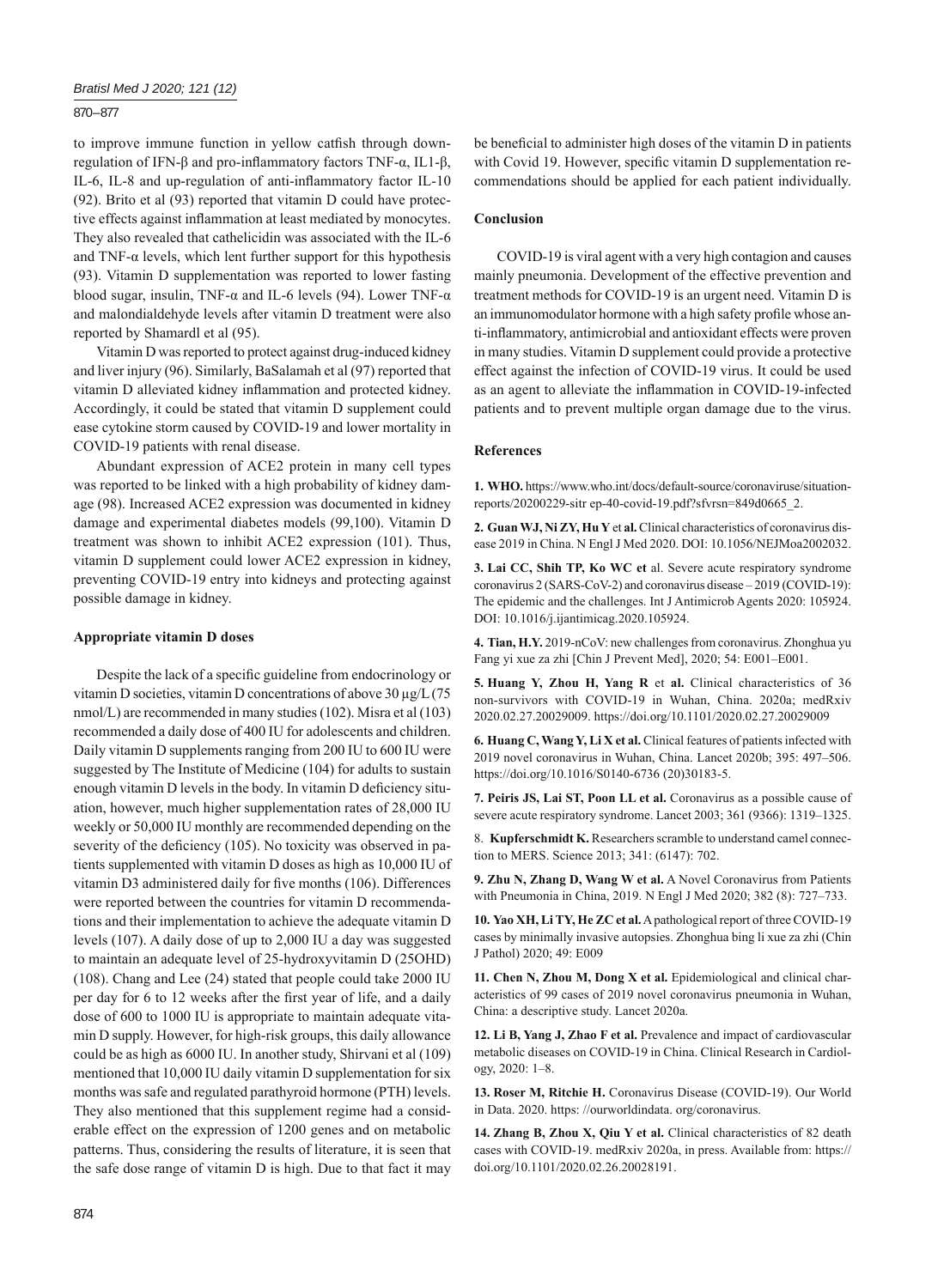to improve immune function in yellow catfish through downregulation of IFN-β and pro-inflammatory factors TNF-α, IL1-β, IL-6, IL-8 and up-regulation of anti-inflammatory factor IL-10 (92). Brito et al (93) reported that vitamin D could have protective effects against inflammation at least mediated by monocytes. They also revealed that cathelicidin was associated with the IL-6 and TNF-α levels, which lent further support for this hypothesis (93). Vitamin D supplementation was reported to lower fasting blood sugar, insulin, TNF-α and IL-6 levels (94). Lower TNF-α and malondialdehyde levels after vitamin D treatment were also reported by Shamardl et al (95).

Vitamin D was reported to protect against drug-induced kidney and liver injury (96). Similarly, BaSalamah et al (97) reported that vitamin D alleviated kidney inflammation and protected kidney. Accordingly, it could be stated that vitamin D supplement could ease cytokine storm caused by COVID-19 and lower mortality in COVID-19 patients with renal disease.

Abundant expression of ACE2 protein in many cell types was reported to be linked with a high probability of kidney damage (98). Increased ACE2 expression was documented in kidney damage and experimental diabetes models (99,100). Vitamin D treatment was shown to inhibit ACE2 expression (101). Thus, vitamin D supplement could lower ACE2 expression in kidney, preventing COVID-19 entry into kidneys and protecting against possible damage in kidney.

### Appropriate vitamin D doses

Despite the lack of a specific guideline from endocrinology or vitamin D societies, vitamin D concentrations of above 30 µg/L (75 nmol/L) are recommended in many studies (102). Misra et al (103) recommended a daily dose of 400 IU for adolescents and children. Daily vitamin D supplements ranging from 200 IU to 600 IU were suggested by The Institute of Medicine (104) for adults to sustain enough vitamin D levels in the body. In vitamin D deficiency situation, however, much higher supplementation rates of 28,000 IU weekly or 50,000 IU monthly are recommended depending on the severity of the deficiency (105). No toxicity was observed in patients supplemented with vitamin D doses as high as 10,000 IU of vitamin D3 administered daily for five months (106). Differences were reported between the countries for vitamin D recommendations and their implementation to achieve the adequate vitamin D levels (107). A daily dose of up to 2,000 IU a day was suggested to maintain an adequate level of 25-hydroxyvitamin D (25OHD) (108). Chang and Lee (24) stated that people could take 2000 IU per day for 6 to 12 weeks after the first year of life, and a daily dose of 600 to 1000 IU is appropriate to maintain adequate vitamin D supply. However, for high-risk groups, this daily allowance could be as high as 6000 IU. In another study, Shirvani et al (109) mentioned that 10,000 IU daily vitamin D supplementation for six months was safe and regulated parathyroid hormone (PTH) levels. They also mentioned that this supplement regime had a considerable effect on the expression of 1200 genes and on metabolic patterns. Thus, considering the results of literature, it is seen that the safe dose range of vitamin D is high. Due to that fact it may be beneficial to administer high doses of the vitamin D in patients with Covid 19. However, specific vitamin D supplementation recommendations should be applied for each patient individually.

### Conclusion

COVID-19 is viral agent with a very high contagion and causes mainly pneumonia. Development of the effective prevention and treatment methods for COVID-19 is an urgent need. Vitamin D is an immunomodulator hormone with a high safety profile whose anti-inflammatory, antimicrobial and antioxidant effects were proven in many studies. Vitamin D supplement could provide a protective effect against the infection of COVID-19 virus. It could be used as an agent to alleviate the inflammation in COVID-19-infected patients and to prevent multiple organ damage due to the virus.

### References

**1. WHO.** https://www.who.int/docs/default-source/coronaviruse/situation-reports/20200229-sitr ep-40-covid-19.pdf?sfvrsn=849d0665_2.

**2. Guan WJ, Ni ZY, Hu Y** et **al.** Clinical characteristics of coronavirus disease 2019 in China. N Engl J Med 2020. DOI: 10.1056/NEJMoa2002032.

**3. Lai CC, Shih TP, Ko WC et** al. Severe acute respiratory syndrome coronavirus 2 (SARS-CoV-2) and coronavirus disease – 2019 (COVID-19): The epidemic and the challenges. Int J Antimicrob Agents 2020: 105924. DOI: 10.1016/j.ijantimicag.2020.105924.

**4. Tian, H.Y.** 2019-nCoV: new challenges from coronavirus. Zhonghua yu Fang yi xue za zhi [Chin J Prevent Med], 2020; 54: E001–E001.

**5. Huang Y, Zhou H, Yang R** et **al.** Clinical characteristics of 36 non-survivors with COVID-19 in Wuhan, China. 2020a; medRxiv 2020.02.27.20029009. https://doi.org/10.1101/2020.02.27.20029009

**6. Huang C, Wang Y, Li X et al.** Clinical features of patients infected with 2019 novel coronavirus in Wuhan, China. Lancet 2020b; 395: 497–506. https://doi.org/10.1016/S0140-6736 (20)30183-5.

**7. Peiris JS, Lai ST, Poon LL et al.** Coronavirus as a possible cause of severe acute respiratory syndrome. Lancet 2003; 361 (9366): 1319–1325.

8. **Kupferschmidt K.** Researchers scramble to understand camel connection to MERS. Science 2013; 341: (6147): 702.

**9. Zhu N, Zhang D, Wang W et al.** A Novel Coronavirus from Patients with Pneumonia in China, 2019. N Engl J Med 2020; 382 (8): 727–733.

**10. Yao XH, Li TY, He ZC et al.** A pathological report of three COVID-19 cases by minimally invasive autopsies. Zhonghua bing li xue za zhi (Chin J Pathol) 2020; 49: E009

**11. Chen N, Zhou M, Dong X et al.** Epidemiological and clinical characteristics of 99 cases of 2019 novel coronavirus pneumonia in Wuhan, China: a descriptive study. Lancet 2020a.

**12. Li B, Yang J, Zhao F et al.** Prevalence and impact of cardiovascular metabolic diseases on COVID-19 in China. Clinical Research in Cardiology, 2020: 1–8.

**13. Roser M, Ritchie H.** Coronavirus Disease (COVID-19). Our World in Data. 2020. https: //ourworldindata. org/coronavirus.

**14. Zhang B, Zhou X, Qiu Y et al.** Clinical characteristics of 82 death cases with COVID-19. medRxiv 2020a, in press. Available from: https://doi.org/10.1101/2020.02.26.20028191.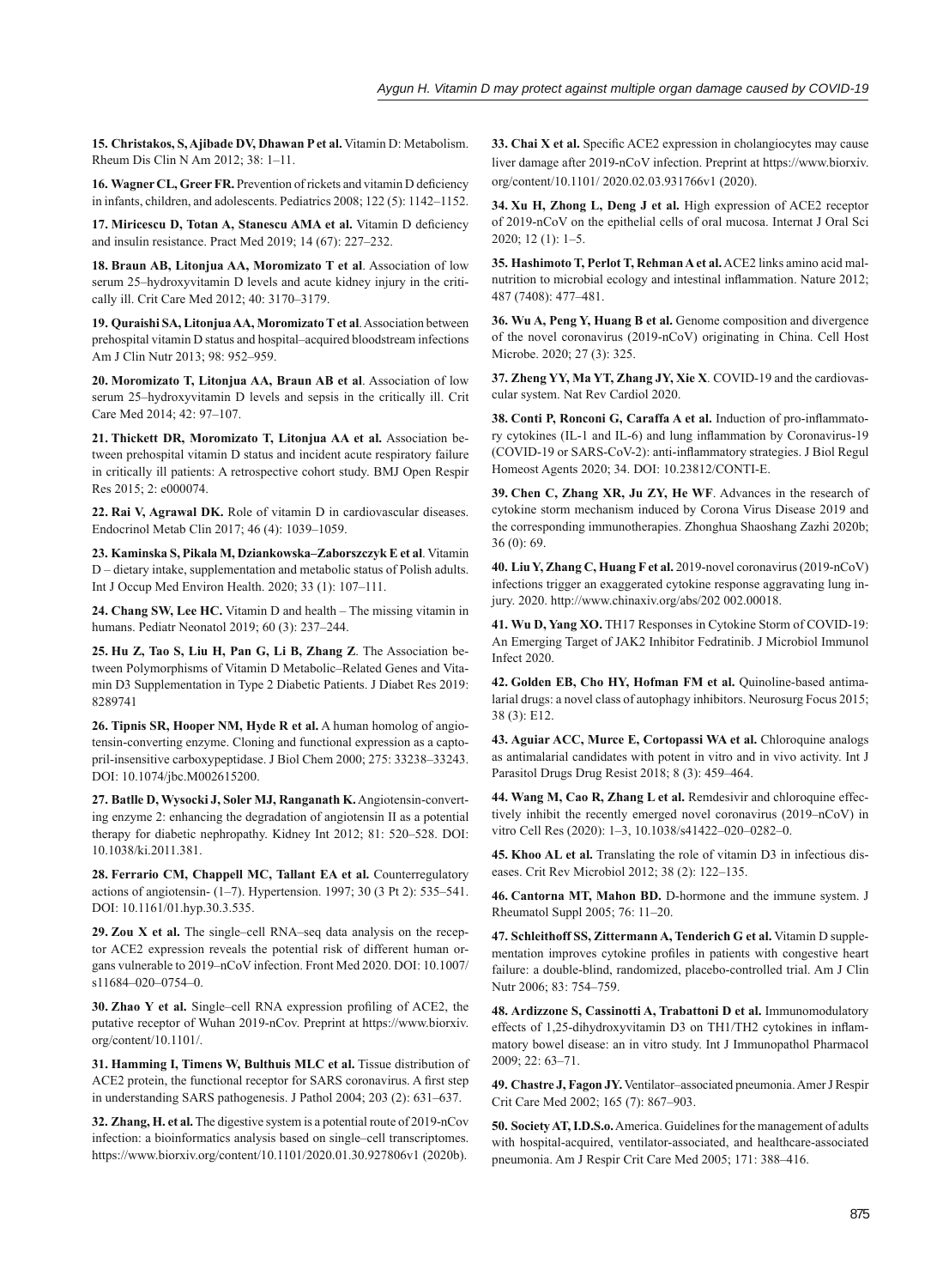**15. Christakos, S, Ajibade DV, Dhawan P et al.** Vitamin D: Metabolism. Rheum Dis Clin N Am 2012; 38: 1–11.

**16. Wagner CL, Greer FR.** Prevention of rickets and vitamin D deficiency in infants, children, and adolescents. Pediatrics 2008; 122 (5): 1142–1152.

**17. Miricescu D, Totan A, Stanescu AMA et al.** Vitamin D deficiency and insulin resistance. Pract Med 2019; 14 (67): 227–232.

**18. Braun AB, Litonjua AA, Moromizato T et al**. Association of low serum 25–hydroxyvitamin D levels and acute kidney injury in the critically ill. Crit Care Med 2012; 40: 3170–3179.

**19. Quraishi SA, Litonjua AA, Moromizato T et al**. Association between prehospital vitamin D status and hospital–acquired bloodstream infections Am J Clin Nutr 2013; 98: 952–959.

**20. Moromizato T, Litonjua AA, Braun AB et al**. Association of low serum 25–hydroxyvitamin D levels and sepsis in the critically ill. Crit Care Med 2014; 42: 97–107.

**21. Thickett DR, Moromizato T, Litonjua AA et al.** Association between prehospital vitamin D status and incident acute respiratory failure in critically ill patients: A retrospective cohort study. BMJ Open Respir Res 2015; 2: e000074.

**22. Rai V, Agrawal DK.** Role of vitamin D in cardiovascular diseases. Endocrinol Metab Clin 2017; 46 (4): 1039–1059.

**23. Kaminska S, Pikala M, Dziankowska–Zaborszczyk E et al**. Vitamin D – dietary intake, supplementation and metabolic status of Polish adults. Int J Occup Med Environ Health. 2020; 33 (1): 107–111.

**24. Chang SW, Lee HC.** Vitamin D and health – The missing vitamin in humans. Pediatr Neonatol 2019; 60 (3): 237–244.

**25. Hu Z, Tao S, Liu H, Pan G, Li B, Zhang Z**. The Association between Polymorphisms of Vitamin D Metabolic–Related Genes and Vitamin D3 Supplementation in Type 2 Diabetic Patients. J Diabet Res 2019: 8289741

**26. Tipnis SR, Hooper NM, Hyde R et al.** A human homolog of angiotensin-converting enzyme. Cloning and functional expression as a captopril-insensitive carboxypeptidase. J Biol Chem 2000; 275: 33238–33243. DOI: 10.1074/jbc.M002615200.

**27. Batlle D, Wysocki J, Soler MJ, Ranganath K.** Angiotensin-converting enzyme 2: enhancing the degradation of angiotensin II as a potential therapy for diabetic nephropathy. Kidney Int 2012; 81: 520–528. DOI: 10.1038/ki.2011.381.

**28. Ferrario CM, Chappell MC, Tallant EA et al.** Counterregulatory actions of angiotensin- (1–7). Hypertension. 1997; 30 (3 Pt 2): 535–541. DOI: 10.1161/01.hyp.30.3.535.

**29. Zou X et al.** The single–cell RNA–seq data analysis on the receptor ACE2 expression reveals the potential risk of different human organs vulnerable to 2019–nCoV infection. Front Med 2020. DOI: 10.1007/s11684–020–0754–0.

**30. Zhao Y et al.** Single–cell RNA expression profiling of ACE2, the putative receptor of Wuhan 2019-nCov. Preprint at https://www.biorxiv.org/content/10.1101/.

**31. Hamming I, Timens W, Bulthuis MLC et al.** Tissue distribution of ACE2 protein, the functional receptor for SARS coronavirus. A first step in understanding SARS pathogenesis. J Pathol 2004; 203 (2): 631–637.

**32. Zhang, H. et al.** The digestive system is a potential route of 2019-nCov infection: a bioinformatics analysis based on single–cell transcriptomes. https://www.biorxiv.org/content/10.1101/2020.01.30.927806v1 (2020b).

**33. Chai X et al.** Specific ACE2 expression in cholangiocytes may cause liver damage after 2019-nCoV infection. Preprint at https://www.biorxiv.org/content/10.1101/ 2020.02.03.931766v1 (2020).

**34. Xu H, Zhong L, Deng J et al.** High expression of ACE2 receptor of 2019-nCoV on the epithelial cells of oral mucosa. Internat J Oral Sci 2020; 12 (1): 1–5.

**35. Hashimoto T, Perlot T, Rehman A et al.** ACE2 links amino acid malnutrition to microbial ecology and intestinal inflammation. Nature 2012; 487 (7408): 477–481.

**36. Wu A, Peng Y, Huang B et al.** Genome composition and divergence of the novel coronavirus (2019-nCoV) originating in China. Cell Host Microbe. 2020; 27 (3): 325.

**37. Zheng YY, Ma YT, Zhang JY, Xie X**. COVID-19 and the cardiovascular system. Nat Rev Cardiol 2020.

**38. Conti P, Ronconi G, Caraffa A et al.** Induction of pro-inflammatory cytokines (IL-1 and IL-6) and lung inflammation by Coronavirus-19 (COVID-19 or SARS-CoV-2): anti-inflammatory strategies. J Biol Regul Homeost Agents 2020; 34. DOI: 10.23812/CONTI-E.

**39. Chen C, Zhang XR, Ju ZY, He WF**. Advances in the research of cytokine storm mechanism induced by Corona Virus Disease 2019 and the corresponding immunotherapies. Zhonghua Shaoshang Zazhi 2020b; 36 (0): 69.

**40. Liu Y, Zhang C, Huang F et al.** 2019-novel coronavirus (2019-nCoV) infections trigger an exaggerated cytokine response aggravating lung injury. 2020. http://www.chinaxiv.org/abs/202 002.00018.

**41. Wu D, Yang XO.** TH17 Responses in Cytokine Storm of COVID-19: An Emerging Target of JAK2 Inhibitor Fedratinib. J Microbiol Immunol Infect 2020.

**42. Golden EB, Cho HY, Hofman FM et al.** Quinoline-based antimalarial drugs: a novel class of autophagy inhibitors. Neurosurg Focus 2015; 38 (3): E12.

**43. Aguiar ACC, Murce E, Cortopassi WA et al.** Chloroquine analogs as antimalarial candidates with potent in vitro and in vivo activity. Int J Parasitol Drugs Drug Resist 2018; 8 (3): 459–464.

**44. Wang M, Cao R, Zhang L et al.** Remdesivir and chloroquine effectively inhibit the recently emerged novel coronavirus (2019–nCoV) in vitro Cell Res (2020): 1–3, 10.1038/s41422–020–0282–0.

**45. Khoo AL et al.** Translating the role of vitamin D3 in infectious diseases. Crit Rev Microbiol 2012; 38 (2): 122–135.

**46. Cantorna MT, Mahon BD.** D-hormone and the immune system. J Rheumatol Suppl 2005; 76: 11–20.

**47. Schleithoff SS, Zittermann A, Tenderich G et al.** Vitamin D supplementation improves cytokine profiles in patients with congestive heart failure: a double-blind, randomized, placebo-controlled trial. Am J Clin Nutr 2006; 83: 754–759.

**48. Ardizzone S, Cassinotti A, Trabattoni D et al.** Immunomodulatory effects of 1,25-dihydroxyvitamin D3 on TH1/TH2 cytokines in inflammatory bowel disease: an in vitro study. Int J Immunopathol Pharmacol 2009; 22: 63–71.

**49. Chastre J, Fagon JY.** Ventilator–associated pneumonia. Amer J Respir Crit Care Med 2002; 165 (7): 867–903.

**50. Society AT, I.D.S.o.** America. Guidelines for the management of adults with hospital-acquired, ventilator-associated, and healthcare-associated pneumonia. Am J Respir Crit Care Med 2005; 171: 388–416.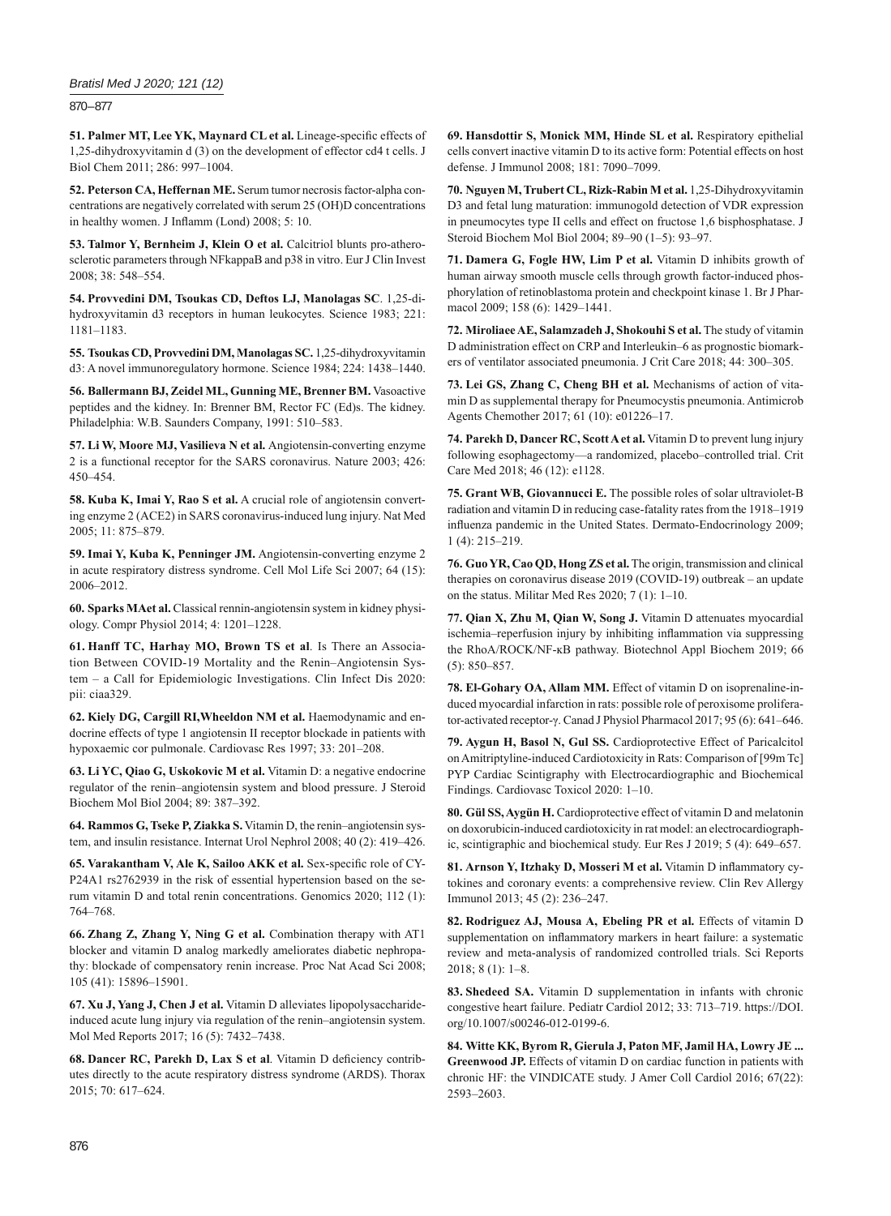**51. Palmer MT, Lee YK, Maynard CL et al.** Lineage-specific effects of 1,25-dihydroxyvitamin d (3) on the development of effector cd4 t cells. J Biol Chem 2011; 286: 997–1004.

**52. Peterson CA, Heffernan ME.** Serum tumor necrosis factor-alpha concentrations are negatively correlated with serum 25 (OH)D concentrations in healthy women. J Inflamm (Lond) 2008; 5: 10.

**53. Talmor Y, Bernheim J, Klein O et al.** Calcitriol blunts pro-atherosclerotic parameters through NFkappaB and p38 in vitro. Eur J Clin Invest 2008; 38: 548–554.

**54. Provvedini DM, Tsoukas CD, Deftos LJ, Manolagas SC**. 1,25-dihydroxyvitamin d3 receptors in human leukocytes. Science 1983; 221: 1181–1183.

**55. Tsoukas CD, Provvedini DM, Manolagas SC.** 1,25-dihydroxyvitamin d3: A novel immunoregulatory hormone. Science 1984; 224: 1438–1440.

**56. Ballermann BJ, Zeidel ML, Gunning ME, Brenner BM.** Vasoactive peptides and the kidney. In: Brenner BM, Rector FC (Ed)s. The kidney. Philadelphia: W.B. Saunders Company, 1991: 510–583.

**57. Li W, Moore MJ, Vasilieva N et al.** Angiotensin-converting enzyme 2 is a functional receptor for the SARS coronavirus. Nature 2003; 426: 450–454.

**58. Kuba K, Imai Y, Rao S et al.** A crucial role of angiotensin converting enzyme 2 (ACE2) in SARS coronavirus-induced lung injury. Nat Med 2005; 11: 875–879.

**59. Imai Y, Kuba K, Penninger JM.** Angiotensin-converting enzyme 2 in acute respiratory distress syndrome. Cell Mol Life Sci 2007; 64 (15): 2006–2012.

**60. Sparks MAet al.** Classical rennin-angiotensin system in kidney physiology. Compr Physiol 2014; 4: 1201–1228.

**61. Hanff TC, Harhay MO, Brown TS et al**. Is There an Association Between COVID-19 Mortality and the Renin–Angiotensin System – a Call for Epidemiologic Investigations. Clin Infect Dis 2020: pii: ciaa329.

**62. Kiely DG, Cargill RI,Wheeldon NM et al.** Haemodynamic and endocrine effects of type 1 angiotensin II receptor blockade in patients with hypoxaemic cor pulmonale. Cardiovasc Res 1997; 33: 201–208.

**63. Li YC, Qiao G, Uskokovic M et al.** Vitamin D: a negative endocrine regulator of the renin–angiotensin system and blood pressure. J Steroid Biochem Mol Biol 2004; 89: 387–392.

**64. Rammos G, Tseke P, Ziakka S.** Vitamin D, the renin–angiotensin system, and insulin resistance. Internat Urol Nephrol 2008; 40 (2): 419–426.

**65. Varakantham V, Ale K, Sailoo AKK et al.** Sex-specific role of CYP24A1 rs2762939 in the risk of essential hypertension based on the serum vitamin D and total renin concentrations. Genomics 2020; 112 (1): 764–768.

**66. Zhang Z, Zhang Y, Ning G et al.** Combination therapy with AT1 blocker and vitamin D analog markedly ameliorates diabetic nephropathy: blockade of compensatory renin increase. Proc Nat Acad Sci 2008; 105 (41): 15896–15901.

**67. Xu J, Yang J, Chen J et al.** Vitamin D alleviates lipopolysaccharide-induced acute lung injury via regulation of the renin–angiotensin system. Mol Med Reports 2017; 16 (5): 7432–7438.

**68. Dancer RC, Parekh D, Lax S et al**. Vitamin D deficiency contributes directly to the acute respiratory distress syndrome (ARDS). Thorax 2015; 70: 617–624.

**69. Hansdottir S, Monick MM, Hinde SL et al.** Respiratory epithelial cells convert inactive vitamin D to its active form: Potential effects on host defense. J Immunol 2008; 181: 7090–7099.

**70. Nguyen M, Trubert CL, Rizk-Rabin M et al.** 1,25-Dihydroxyvitamin D3 and fetal lung maturation: immunogold detection of VDR expression in pneumocytes type II cells and effect on fructose 1,6 bisphosphatase. J Steroid Biochem Mol Biol 2004; 89–90 (1–5): 93–97.

**71. Damera G, Fogle HW, Lim P et al.** Vitamin D inhibits growth of human airway smooth muscle cells through growth factor-induced phosphorylation of retinoblastoma protein and checkpoint kinase 1. Br J Pharmacol 2009; 158 (6): 1429–1441.

**72. Miroliaee AE, Salamzadeh J, Shokouhi S et al.** The study of vitamin D administration effect on CRP and Interleukin–6 as prognostic biomarkers of ventilator associated pneumonia. J Crit Care 2018; 44: 300–305.

**73. Lei GS, Zhang C, Cheng BH et al.** Mechanisms of action of vitamin D as supplemental therapy for Pneumocystis pneumonia. Antimicrob Agents Chemother 2017; 61 (10): e01226–17.

**74. Parekh D, Dancer RC, Scott A et al.** Vitamin D to prevent lung injury following esophagectomy—a randomized, placebo–controlled trial. Crit Care Med 2018; 46 (12): e1128.

**75. Grant WB, Giovannucci E.** The possible roles of solar ultraviolet-B radiation and vitamin D in reducing case-fatality rates from the 1918–1919 influenza pandemic in the United States. Dermato-Endocrinology 2009; 1 (4): 215–219.

**76. Guo YR, Cao QD, Hong ZS et al.** The origin, transmission and clinical therapies on coronavirus disease 2019 (COVID-19) outbreak – an update on the status. Militar Med Res 2020; 7 (1): 1–10.

**77. Qian X, Zhu M, Qian W, Song J.** Vitamin D attenuates myocardial ischemia–reperfusion injury by inhibiting inflammation via suppressing the RhoA/ROCK/NF-κB pathway. Biotechnol Appl Biochem 2019; 66 (5): 850–857.

**78. El-Gohary OA, Allam MM.** Effect of vitamin D on isoprenaline-induced myocardial infarction in rats: possible role of peroxisome proliferator-activated receptor-γ. Canad J Physiol Pharmacol 2017; 95 (6): 641–646.

**79. Aygun H, Basol N, Gul SS.** Cardioprotective Effect of Paricalcitol on Amitriptyline-induced Cardiotoxicity in Rats: Comparison of [99m Tc] PYP Cardiac Scintigraphy with Electrocardiographic and Biochemical Findings. Cardiovasc Toxicol 2020: 1–10.

**80. Gül SS, Aygün H.** Cardioprotective effect of vitamin D and melatonin on doxorubicin-induced cardiotoxicity in rat model: an electrocardiographic, scintigraphic and biochemical study. Eur Res J 2019; 5 (4): 649–657.

**81. Arnson Y, Itzhaky D, Mosseri M et al.** Vitamin D inflammatory cytokines and coronary events: a comprehensive review. Clin Rev Allergy Immunol 2013; 45 (2): 236–247.

**82. Rodriguez AJ, Mousa A, Ebeling PR et al.** Effects of vitamin D supplementation on inflammatory markers in heart failure: a systematic review and meta-analysis of randomized controlled trials. Sci Reports 2018; 8 (1): 1–8.

**83. Shedeed SA.** Vitamin D supplementation in infants with chronic congestive heart failure. Pediatr Cardiol 2012; 33: 713–719. https://DOI.org/10.1007/s00246-012-0199-6.

**84. Witte KK, Byrom R, Gierula J, Paton MF, Jamil HA, Lowry JE ... Greenwood JP.** Effects of vitamin D on cardiac function in patients with chronic HF: the VINDICATE study. J Amer Coll Cardiol 2016; 67(22): 2593–2603.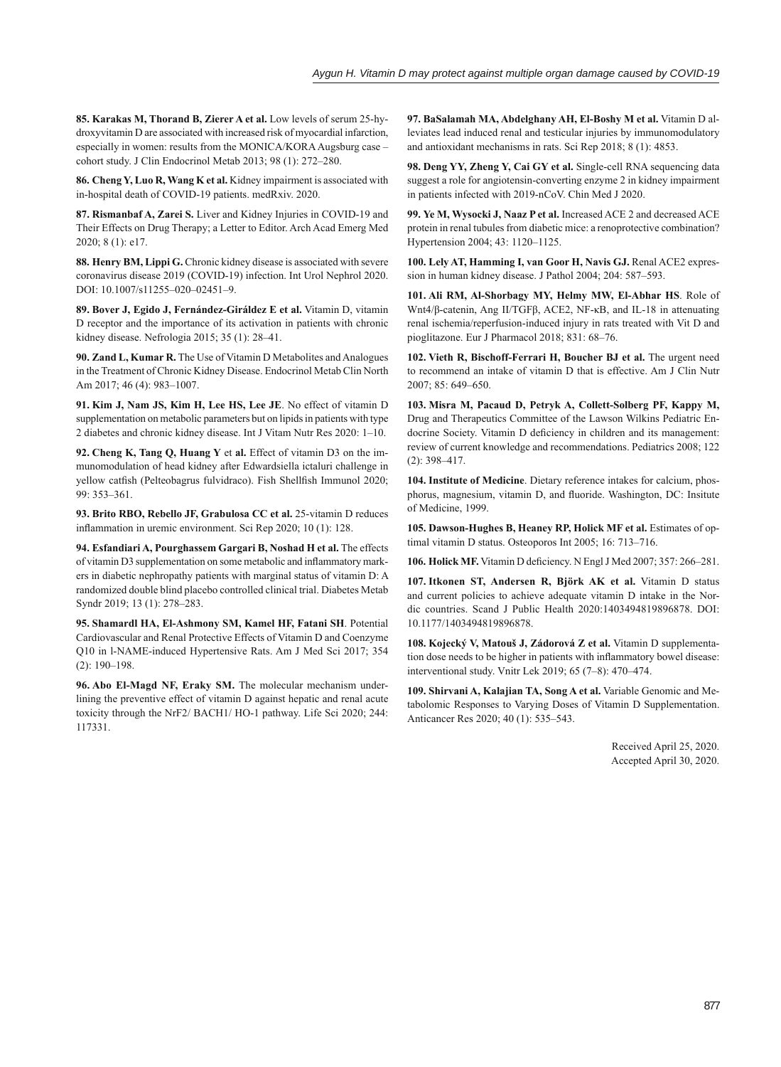**85. Karakas M, Thorand B, Zierer A et al.** Low levels of serum 25-hydroxyvitamin D are associated with increased risk of myocardial infarction, especially in women: results from the MONICA/KORA Augsburg case – cohort study. J Clin Endocrinol Metab 2013; 98 (1): 272–280.

**86. Cheng Y, Luo R, Wang K et al.** Kidney impairment is associated with in-hospital death of COVID-19 patients. medRxiv. 2020.

**87. Rismanbaf A, Zarei S.** Liver and Kidney Injuries in COVID-19 and Their Effects on Drug Therapy; a Letter to Editor. Arch Acad Emerg Med 2020; 8 (1): e17.

**88. Henry BM, Lippi G.** Chronic kidney disease is associated with severe coronavirus disease 2019 (COVID-19) infection. Int Urol Nephrol 2020. DOI: 10.1007/s11255–020–02451–9.

**89. Bover J, Egido J, Fernández-Giráldez E et al.** Vitamin D, vitamin D receptor and the importance of its activation in patients with chronic kidney disease. Nefrologia 2015; 35 (1): 28–41.

**90. Zand L, Kumar R.** The Use of Vitamin D Metabolites and Analogues in the Treatment of Chronic Kidney Disease. Endocrinol Metab Clin North Am 2017; 46 (4): 983–1007.

**91. Kim J, Nam JS, Kim H, Lee HS, Lee JE**. No effect of vitamin D supplementation on metabolic parameters but on lipids in patients with type 2 diabetes and chronic kidney disease. Int J Vitam Nutr Res 2020: 1–10.

**92. Cheng K, Tang Q, Huang Y** et **al.** Effect of vitamin D3 on the immunomodulation of head kidney after Edwardsiella ictaluri challenge in yellow catfish (Pelteobagrus fulvidraco). Fish Shellfish Immunol 2020; 99: 353–361.

**93. Brito RBO, Rebello JF, Grabulosa CC et al.** 25-vitamin D reduces inflammation in uremic environment. Sci Rep 2020; 10 (1): 128.

**94. Esfandiari A, Pourghassem Gargari B, Noshad H et al.** The effects of vitamin D3 supplementation on some metabolic and inflammatory markers in diabetic nephropathy patients with marginal status of vitamin D: A randomized double blind placebo controlled clinical trial. Diabetes Metab Syndr 2019; 13 (1): 278–283.

**95. Shamardl HA, El-Ashmony SM, Kamel HF, Fatani SH**. Potential Cardiovascular and Renal Protective Effects of Vitamin D and Coenzyme Q10 in l-NAME-induced Hypertensive Rats. Am J Med Sci 2017; 354 (2): 190–198.

**96. Abo El-Magd NF, Eraky SM.** The molecular mechanism underlining the preventive effect of vitamin D against hepatic and renal acute toxicity through the NrF2/ BACH1/ HO-1 pathway. Life Sci 2020; 244: 117331.

**97. BaSalamah MA, Abdelghany AH, El-Boshy M et al.** Vitamin D alleviates lead induced renal and testicular injuries by immunomodulatory and antioxidant mechanisms in rats. Sci Rep 2018; 8 (1): 4853.

**98. Deng YY, Zheng Y, Cai GY et al.** Single-cell RNA sequencing data suggest a role for angiotensin-converting enzyme 2 in kidney impairment in patients infected with 2019-nCoV. Chin Med J 2020.

**99. Ye M, Wysocki J, Naaz P et al.** Increased ACE 2 and decreased ACE protein in renal tubules from diabetic mice: a renoprotective combination? Hypertension 2004; 43: 1120–1125.

**100. Lely AT, Hamming I, van Goor H, Navis GJ.** Renal ACE2 expression in human kidney disease. J Pathol 2004; 204: 587–593.

**101. Ali RM, Al-Shorbagy MY, Helmy MW, El-Abhar HS**. Role of Wnt4/β-catenin, Ang II/TGFβ, ACE2, NF-κB, and IL-18 in attenuating renal ischemia/reperfusion-induced injury in rats treated with Vit D and pioglitazone. Eur J Pharmacol 2018; 831: 68–76.

**102. Vieth R, Bischoff-Ferrari H, Boucher BJ et al.** The urgent need to recommend an intake of vitamin D that is effective. Am J Clin Nutr 2007; 85: 649–650.

**103. Misra M, Pacaud D, Petryk A, Collett-Solberg PF, Kappy M,** Drug and Therapeutics Committee of the Lawson Wilkins Pediatric Endocrine Society. Vitamin D deficiency in children and its management: review of current knowledge and recommendations. Pediatrics 2008; 122 (2): 398–417.

**104. Institute of Medicine**. Dietary reference intakes for calcium, phosphorus, magnesium, vitamin D, and fluoride. Washington, DC: Insitute of Medicine, 1999.

**105. Dawson-Hughes B, Heaney RP, Holick MF et al.** Estimates of optimal vitamin D status. Osteoporos Int 2005; 16: 713–716.

**106. Holick MF.** Vitamin D deficiency. N Engl J Med 2007; 357: 266–281.

**107. Itkonen ST, Andersen R, Björk AK et al.** Vitamin D status and current policies to achieve adequate vitamin D intake in the Nordic countries. Scand J Public Health 2020:1403494819896878. DOI: 10.1177/1403494819896878.

**108. Kojecký V, Matouš J, Zádorová Z et al.** Vitamin D supplementation dose needs to be higher in patients with inflammatory bowel disease: interventional study. Vnitr Lek 2019; 65 (7–8): 470–474.

**109. Shirvani A, Kalajian TA, Song A et al.** Variable Genomic and Metabolomic Responses to Varying Doses of Vitamin D Supplementation. Anticancer Res 2020; 40 (1): 535–543.

Received April 25, 2020.
Accepted April 30, 2020.